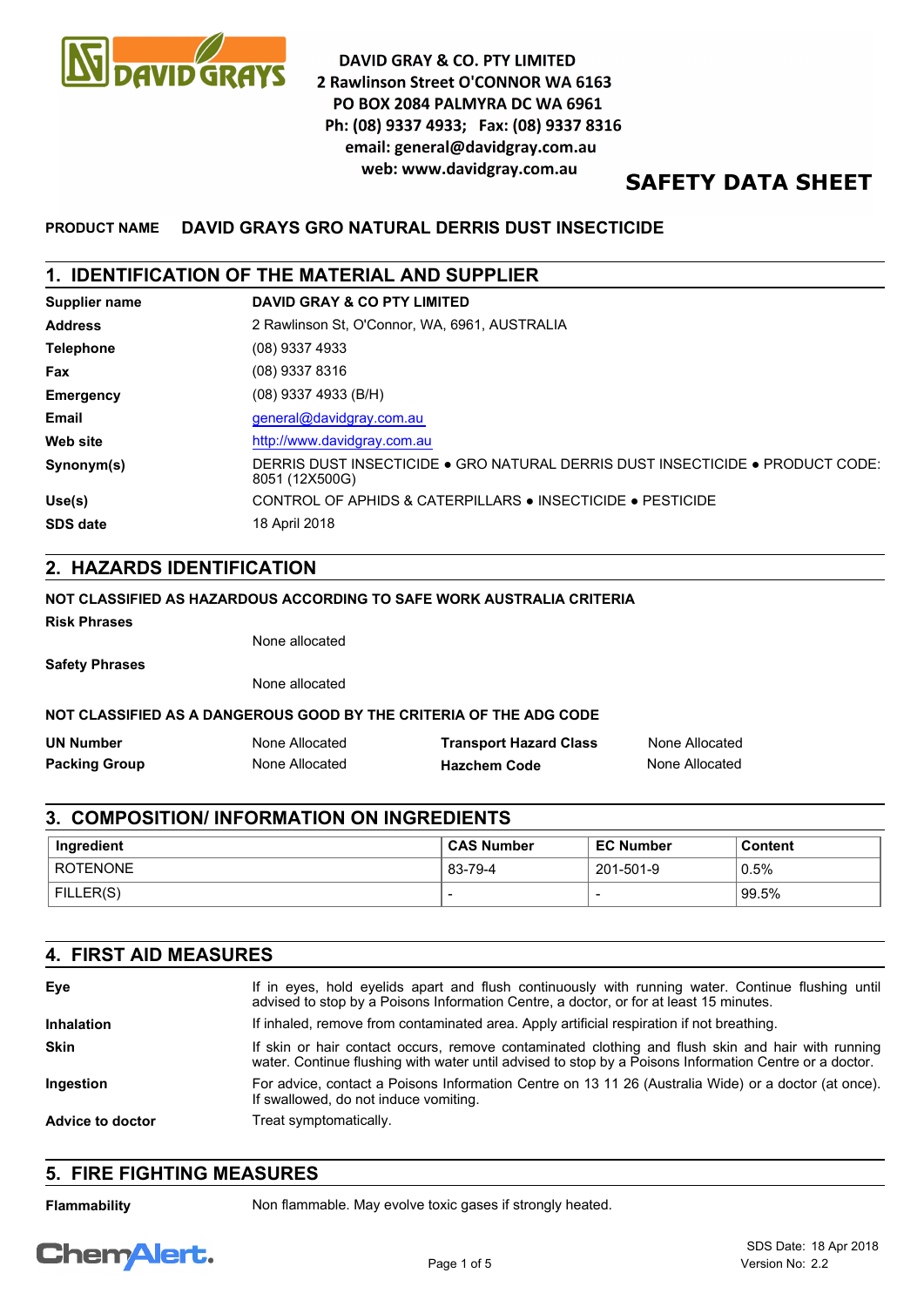DAVID GRAY & CO. PTY LIMITED
2 Rawlinson Street O'CONNOR WA 6163
PO BOX 2084 PALMYRA DC WA 6961
Ph: (08) 9337 4933; Fax: (08) 9337 8316
email: general@davidgray.com.au
web: www.davidgray.com.au

# SAFETY DATA SHEET

**PRODUCT NAME** **DAVID GRAYS GRO NATURAL DERRIS DUST INSECTICIDE**

## 1. IDENTIFICATION OF THE MATERIAL AND SUPPLIER

| | |
|---|---|
| **Supplier name** | **DAVID GRAY & CO PTY LIMITED** |
| **Address** | 2 Rawlinson St, O'Connor, WA, 6961, AUSTRALIA |
| **Telephone** | (08) 9337 4933 |
| **Fax** | (08) 9337 8316 |
| **Emergency** | (08) 9337 4933 (B/H) |
| **Email** | general@davidgray.com.au |
| **Web site** | http://www.davidgray.com.au |
| **Synonym(s)** | DERRIS DUST INSECTICIDE • GRO NATURAL DERRIS DUST INSECTICIDE • PRODUCT CODE: 8051 (12X500G) |
| **Use(s)** | CONTROL OF APHIDS & CATERPILLARS • INSECTICIDE • PESTICIDE |
| **SDS date** | 18 April 2018 |

## 2. HAZARDS IDENTIFICATION

**NOT CLASSIFIED AS HAZARDOUS ACCORDING TO SAFE WORK AUSTRALIA CRITERIA**

**Risk Phrases**

None allocated

**Safety Phrases**

None allocated

**NOT CLASSIFIED AS A DANGEROUS GOOD BY THE CRITERIA OF THE ADG CODE**

| | | | |
|---|---|---|---|
| **UN Number** | None Allocated | **Transport Hazard Class** | None Allocated |
| **Packing Group** | None Allocated | **Hazchem Code** | None Allocated |

## 3. COMPOSITION/ INFORMATION ON INGREDIENTS

| Ingredient | CAS Number | EC Number | Content |
|---|---|---|---|
| ROTENONE | 83-79-4 | 201-501-9 | 0.5% |
| FILLER(S) | - | - | 99.5% |

## 4. FIRST AID MEASURES

| | |
|---|---|
| **Eye** | If in eyes, hold eyelids apart and flush continuously with running water. Continue flushing until advised to stop by a Poisons Information Centre, a doctor, or for at least 15 minutes. |
| **Inhalation** | If inhaled, remove from contaminated area. Apply artificial respiration if not breathing. |
| **Skin** | If skin or hair contact occurs, remove contaminated clothing and flush skin and hair with running water. Continue flushing with water until advised to stop by a Poisons Information Centre or a doctor. |
| **Ingestion** | For advice, contact a Poisons Information Centre on 13 11 26 (Australia Wide) or a doctor (at once). If swallowed, do not induce vomiting. |
| **Advice to doctor** | Treat symptomatically. |

## 5. FIRE FIGHTING MEASURES

| | |
|---|---|
| **Flammability** | Non flammable. May evolve toxic gases if strongly heated. |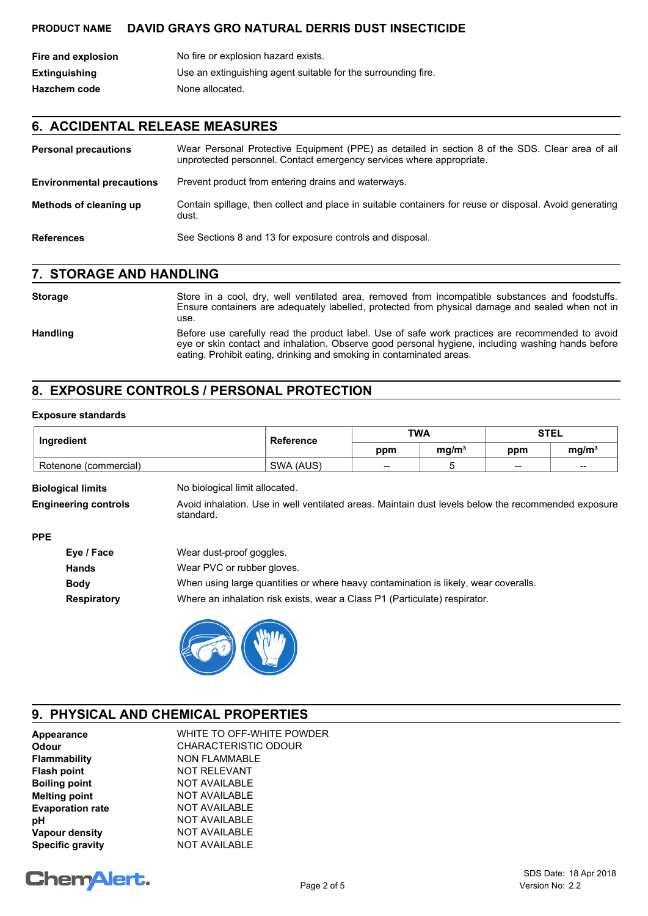**PRODUCT NAME** **DAVID GRAYS GRO NATURAL DERRIS DUST INSECTICIDE**

| | |
|---|---|
| **Fire and explosion** | No fire or explosion hazard exists. |
| **Extinguishing** | Use an extinguishing agent suitable for the surrounding fire. |
| **Hazchem code** | None allocated. |

## 6. ACCIDENTAL RELEASE MEASURES

| | |
|---|---|
| **Personal precautions** | Wear Personal Protective Equipment (PPE) as detailed in section 8 of the SDS. Clear area of all unprotected personnel. Contact emergency services where appropriate. |
| **Environmental precautions** | Prevent product from entering drains and waterways. |
| **Methods of cleaning up** | Contain spillage, then collect and place in suitable containers for reuse or disposal. Avoid generating dust. |
| **References** | See Sections 8 and 13 for exposure controls and disposal. |

## 7. STORAGE AND HANDLING

| | |
|---|---|
| **Storage** | Store in a cool, dry, well ventilated area, removed from incompatible substances and foodstuffs. Ensure containers are adequately labelled, protected from physical damage and sealed when not in use. |
| **Handling** | Before use carefully read the product label. Use of safe work practices are recommended to avoid eye or skin contact and inhalation. Observe good personal hygiene, including washing hands before eating. Prohibit eating, drinking and smoking in contaminated areas. |

## 8. EXPOSURE CONTROLS / PERSONAL PROTECTION

**Exposure standards**

| Ingredient | Reference | TWA | | STEL | |
|---|---|---|---|---|---|
| | | ppm | mg/m³ | ppm | mg/m³ |
| Rotenone (commercial) | SWA (AUS) | -- | 5 | -- | -- |

| | |
|---|---|
| **Biological limits** | No biological limit allocated. |
| **Engineering controls** | Avoid inhalation. Use in well ventilated areas. Maintain dust levels below the recommended exposure standard. |

**PPE**

| | |
|---|---|
| **Eye / Face** | Wear dust-proof goggles. |
| **Hands** | Wear PVC or rubber gloves. |
| **Body** | When using large quantities or where heavy contamination is likely, wear coveralls. |
| **Respiratory** | Where an inhalation risk exists, wear a Class P1 (Particulate) respirator. |

## 9. PHYSICAL AND CHEMICAL PROPERTIES

| | |
|---|---|
| **Appearance** | WHITE TO OFF-WHITE POWDER |
| **Odour** | CHARACTERISTIC ODOUR |
| **Flammability** | NON FLAMMABLE |
| **Flash point** | NOT RELEVANT |
| **Boiling point** | NOT AVAILABLE |
| **Melting point** | NOT AVAILABLE |
| **Evaporation rate** | NOT AVAILABLE |
| **pH** | NOT AVAILABLE |
| **Vapour density** | NOT AVAILABLE |
| **Specific gravity** | NOT AVAILABLE |

SDS Date: 18 Apr 2018
Version No: 2.2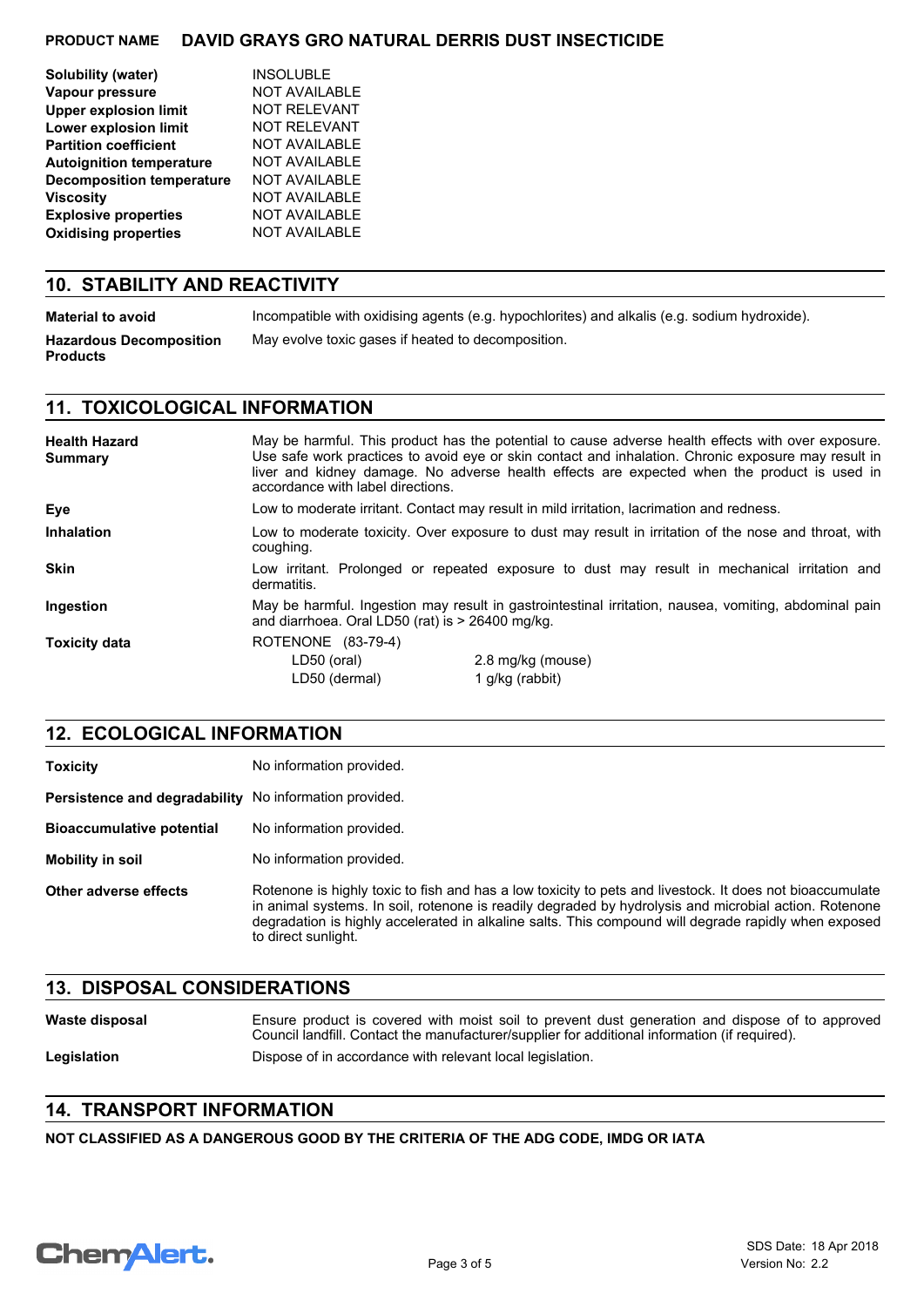**PRODUCT NAME** **DAVID GRAYS GRO NATURAL DERRIS DUST INSECTICIDE**

| | |
|---|---|
| **Solubility (water)** | INSOLUBLE |
| **Vapour pressure** | NOT AVAILABLE |
| **Upper explosion limit** | NOT RELEVANT |
| **Lower explosion limit** | NOT RELEVANT |
| **Partition coefficient** | NOT AVAILABLE |
| **Autoignition temperature** | NOT AVAILABLE |
| **Decomposition temperature** | NOT AVAILABLE |
| **Viscosity** | NOT AVAILABLE |
| **Explosive properties** | NOT AVAILABLE |
| **Oxidising properties** | NOT AVAILABLE |

## 10. STABILITY AND REACTIVITY

**Material to avoid**
Incompatible with oxidising agents (e.g. hypochlorites) and alkalis (e.g. sodium hydroxide).

**Hazardous Decomposition Products**
May evolve toxic gases if heated to decomposition.

## 11. TOXICOLOGICAL INFORMATION

**Health Hazard Summary**
May be harmful. This product has the potential to cause adverse health effects with over exposure. Use safe work practices to avoid eye or skin contact and inhalation. Chronic exposure may result in liver and kidney damage. No adverse health effects are expected when the product is used in accordance with label directions.

**Eye**
Low to moderate irritant. Contact may result in mild irritation, lacrimation and redness.

**Inhalation**
Low to moderate toxicity. Over exposure to dust may result in irritation of the nose and throat, with coughing.

**Skin**
Low irritant. Prolonged or repeated exposure to dust may result in mechanical irritation and dermatitis.

**Ingestion**
May be harmful. Ingestion may result in gastrointestinal irritation, nausea, vomiting, abdominal pain and diarrhoea. Oral LD50 (rat) is > 26400 mg/kg.

**Toxicity data**
ROTENONE (83-79-4)

| | |
|---|---|
| LD50 (oral) | 2.8 mg/kg (mouse) |
| LD50 (dermal) | 1 g/kg (rabbit) |

## 12. ECOLOGICAL INFORMATION

**Toxicity**
No information provided.

**Persistence and degradability**
No information provided.

**Bioaccumulative potential**
No information provided.

**Mobility in soil**
No information provided.

**Other adverse effects**
Rotenone is highly toxic to fish and has a low toxicity to pets and livestock. It does not bioaccumulate in animal systems. In soil, rotenone is readily degraded by hydrolysis and microbial action. Rotenone degradation is highly accelerated in alkaline salts. This compound will degrade rapidly when exposed to direct sunlight.

## 13. DISPOSAL CONSIDERATIONS

**Waste disposal**
Ensure product is covered with moist soil to prevent dust generation and dispose of to approved Council landfill. Contact the manufacturer/supplier for additional information (if required).

**Legislation**
Dispose of in accordance with relevant local legislation.

## 14. TRANSPORT INFORMATION

**NOT CLASSIFIED AS A DANGEROUS GOOD BY THE CRITERIA OF THE ADG CODE, IMDG OR IATA**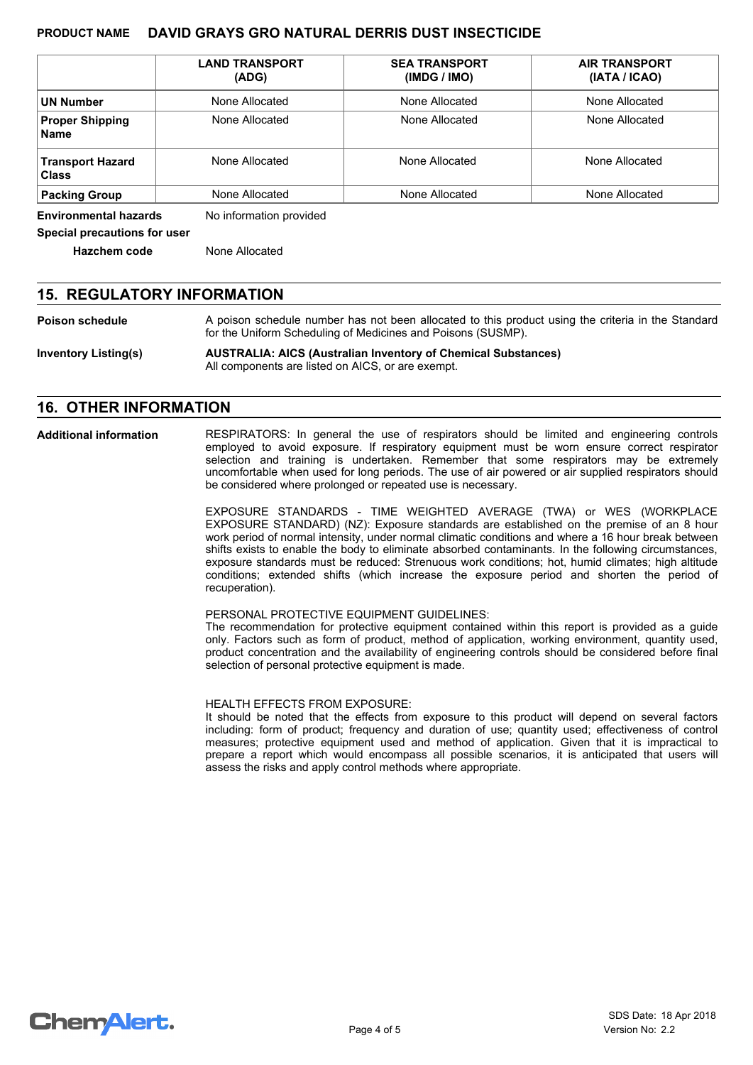|  | LAND TRANSPORT (ADG) | SEA TRANSPORT (IMDG / IMO) | AIR TRANSPORT (IATA / ICAO) |
|---|---|---|---|
| **UN Number** | None Allocated | None Allocated | None Allocated |
| **Proper Shipping Name** | None Allocated | None Allocated | None Allocated |
| **Transport Hazard Class** | None Allocated | None Allocated | None Allocated |
| **Packing Group** | None Allocated | None Allocated | None Allocated |

**Environmental hazards** No information provided

**Special precautions for user**

**Hazchem code** None Allocated

## 15. REGULATORY INFORMATION

**Poison schedule**
A poison schedule number has not been allocated to this product using the criteria in the Standard for the Uniform Scheduling of Medicines and Poisons (SUSMP).

**Inventory Listing(s)**
**AUSTRALIA: AICS (Australian Inventory of Chemical Substances)**
All components are listed on AICS, or are exempt.

## 16. OTHER INFORMATION

**Additional information**

RESPIRATORS: In general the use of respirators should be limited and engineering controls employed to avoid exposure. If respiratory equipment must be worn ensure correct respirator selection and training is undertaken. Remember that some respirators may be extremely uncomfortable when used for long periods. The use of air powered or air supplied respirators should be considered where prolonged or repeated use is necessary.

EXPOSURE STANDARDS - TIME WEIGHTED AVERAGE (TWA) or WES (WORKPLACE EXPOSURE STANDARD) (NZ): Exposure standards are established on the premise of an 8 hour work period of normal intensity, under normal climatic conditions and where a 16 hour break between shifts exists to enable the body to eliminate absorbed contaminants. In the following circumstances, exposure standards must be reduced: Strenuous work conditions; hot, humid climates; high altitude conditions; extended shifts (which increase the exposure period and shorten the period of recuperation).

PERSONAL PROTECTIVE EQUIPMENT GUIDELINES:
The recommendation for protective equipment contained within this report is provided as a guide only. Factors such as form of product, method of application, working environment, quantity used, product concentration and the availability of engineering controls should be considered before final selection of personal protective equipment is made.

HEALTH EFFECTS FROM EXPOSURE:
It should be noted that the effects from exposure to this product will depend on several factors including: form of product; frequency and duration of use; quantity used; effectiveness of control measures; protective equipment used and method of application. Given that it is impractical to prepare a report which would encompass all possible scenarios, it is anticipated that users will assess the risks and apply control methods where appropriate.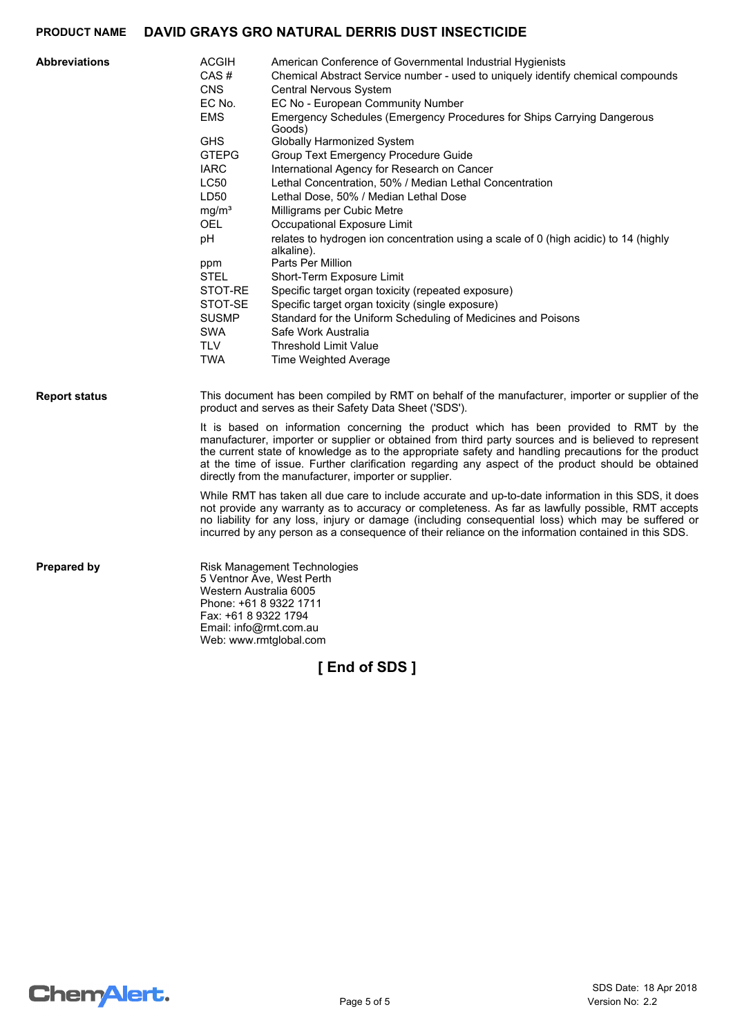**Abbreviations**

| | |
|---|---|
| ACGIH | American Conference of Governmental Industrial Hygienists |
| CAS # | Chemical Abstract Service number - used to uniquely identify chemical compounds |
| CNS | Central Nervous System |
| EC No. | EC No - European Community Number |
| EMS | Emergency Schedules (Emergency Procedures for Ships Carrying Dangerous Goods) |
| GHS | Globally Harmonized System |
| GTEPG | Group Text Emergency Procedure Guide |
| IARC | International Agency for Research on Cancer |
| LC50 | Lethal Concentration, 50% / Median Lethal Concentration |
| LD50 | Lethal Dose, 50% / Median Lethal Dose |
| $mg/m^3$ | Milligrams per Cubic Metre |
| OEL | Occupational Exposure Limit |
| pH | relates to hydrogen ion concentration using a scale of 0 (high acidic) to 14 (highly alkaline). |
| ppm | Parts Per Million |
| STEL | Short-Term Exposure Limit |
| STOT-RE | Specific target organ toxicity (repeated exposure) |
| STOT-SE | Specific target organ toxicity (single exposure) |
| SUSMP | Standard for the Uniform Scheduling of Medicines and Poisons |
| SWA | Safe Work Australia |
| TLV | Threshold Limit Value |
| TWA | Time Weighted Average |

**Report status**

This document has been compiled by RMT on behalf of the manufacturer, importer or supplier of the product and serves as their Safety Data Sheet ('SDS').

It is based on information concerning the product which has been provided to RMT by the manufacturer, importer or supplier or obtained from third party sources and is believed to represent the current state of knowledge as to the appropriate safety and handling precautions for the product at the time of issue. Further clarification regarding any aspect of the product should be obtained directly from the manufacturer, importer or supplier.

While RMT has taken all due care to include accurate and up-to-date information in this SDS, it does not provide any warranty as to accuracy or completeness. As far as lawfully possible, RMT accepts no liability for any loss, injury or damage (including consequential loss) which may be suffered or incurred by any person as a consequence of their reliance on the information contained in this SDS.

**Prepared by**

Risk Management Technologies
5 Ventnor Ave, West Perth
Western Australia 6005
Phone: +61 8 9322 1711
Fax: +61 8 9322 1794
Email: info@rmt.com.au
Web: www.rmtglobal.com

**[ End of SDS ]**

SDS Date: 18 Apr 2018
Version No: 2.2